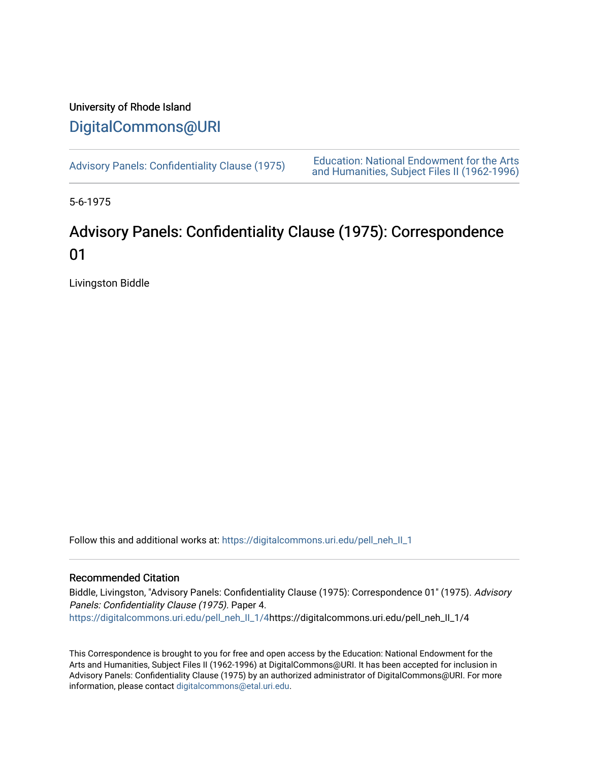University of Rhode Island

# DigitalCommons@URI

Advisory Panels: Confidentiality Clause (1975)

Education: National Endowment for the Arts and Humanities, Subject Files II (1962-1996)

5-6-1975

## Advisory Panels: Confidentiality Clause (1975): Correspondence 01

Livingston Biddle

Follow this and additional works at: https://digitalcommons.uri.edu/pell_neh_II_1

### Recommended Citation

Biddle, Livingston, "Advisory Panels: Confidentiality Clause (1975): Correspondence 01" (1975). *Advisory Panels: Confidentiality Clause (1975)*. Paper 4.
https://digitalcommons.uri.edu/pell_neh_II_1/4https://digitalcommons.uri.edu/pell_neh_II_1/4

This Correspondence is brought to you for free and open access by the Education: National Endowment for the Arts and Humanities, Subject Files II (1962-1996) at DigitalCommons@URI. It has been accepted for inclusion in Advisory Panels: Confidentiality Clause (1975) by an authorized administrator of DigitalCommons@URI. For more information, please contact digitalcommons@etal.uri.edu.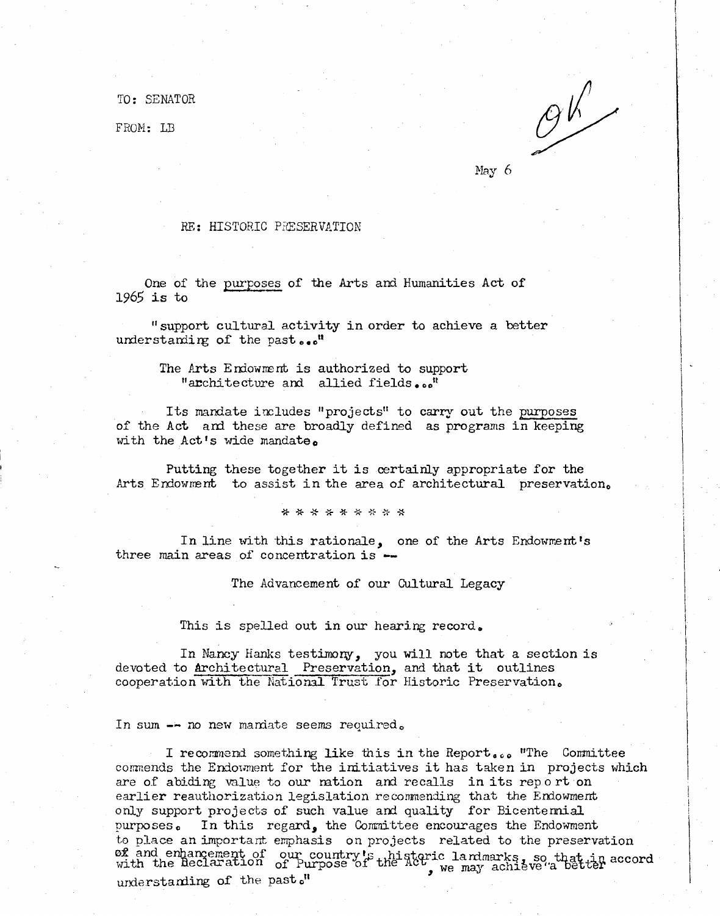TO: SENATOR

FROM: LB

OK

May 6

RE: HISTORIC PRESERVATION

One of the purposes of the Arts and Humanities Act of 1965 is to

"support cultural activity in order to achieve a better understanding of the past..."

The Arts Endowment is authorized to support "architecture and allied fields..."

Its mandate includes "projects" to carry out the purposes of the Act and these are broadly defined as programs in keeping with the Act's wide mandate.

Putting these together it is certainly appropriate for the Arts Endowment to assist in the area of architectural preservation.

\* \* \* \* \* \* \* \* \*

In line with this rationale, one of the Arts Endowment's three main areas of concentration is --

The Advancement of our Cultural Legacy

This is spelled out in our hearing record.

In Nancy Hanks testimony, you will note that a section is devoted to Architectural Preservation, and that it outlines cooperation with the National Trust for Historic Preservation.

In sum -- no new mandate seems required.

I recommend something like this in the Report... "The Committee commends the Endowment for the initiatives it has taken in projects which are of abiding value to our nation and recalls in its report on earlier reauthorization legislation recommending that the Endowment only support projects of such value and quality for Bicentennial purposes. In this regard, the Committee encourages the Endowment to place an important emphasis on projects related to the preservation of and enhancement of our country's historic landmarks, so that in accord with the Declaration of Purpose of the Act, we may achieve a better understanding of the past."